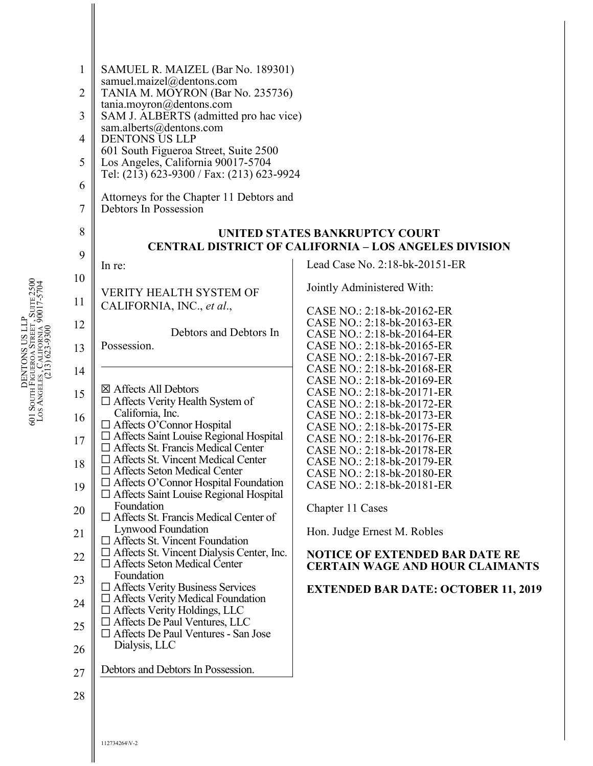SAMUEL R. MAIZEL (Bar No. 189301)
samuel.maizel@dentons.com
TANIA M. MOYRON (Bar No. 235736)
tania.moyron@dentons.com
SAM J. ALBERTS (admitted pro hac vice)
sam.alberts@dentons.com
DENTONS US LLP
601 South Figueroa Street, Suite 2500
Los Angeles, California 90017-5704
Tel: (213) 623-9300 / Fax: (213) 623-9924

Attorneys for the Chapter 11 Debtors and
Debtors In Possession

## UNITED STATES BANKRUPTCY COURT
## CENTRAL DISTRICT OF CALIFORNIA – LOS ANGELES DIVISION

In re:

VERITY HEALTH SYSTEM OF CALIFORNIA, INC., *et al*.,

Debtors and Debtors In Possession.

☒ Affects All Debtors
☐ Affects Verity Health System of California, Inc.
☐ Affects O'Connor Hospital
☐ Affects Saint Louise Regional Hospital
☐ Affects St. Francis Medical Center
☐ Affects St. Vincent Medical Center
☐ Affects Seton Medical Center
☐ Affects O'Connor Hospital Foundation
☐ Affects Saint Louise Regional Hospital Foundation
☐ Affects St. Francis Medical Center of Lynwood Foundation
☐ Affects St. Vincent Foundation
☐ Affects St. Vincent Dialysis Center, Inc.
☐ Affects Seton Medical Center Foundation
☐ Affects Verity Business Services
☐ Affects Verity Medical Foundation
☐ Affects Verity Holdings, LLC
☐ Affects De Paul Ventures, LLC
☐ Affects De Paul Ventures - San Jose Dialysis, LLC

Debtors and Debtors In Possession.

Lead Case No. 2:18-bk-20151-ER

Jointly Administered With:

CASE NO.: 2:18-bk-20162-ER
CASE NO.: 2:18-bk-20163-ER
CASE NO.: 2:18-bk-20164-ER
CASE NO.: 2:18-bk-20165-ER
CASE NO.: 2:18-bk-20167-ER
CASE NO.: 2:18-bk-20168-ER
CASE NO.: 2:18-bk-20169-ER
CASE NO.: 2:18-bk-20171-ER
CASE NO.: 2:18-bk-20172-ER
CASE NO.: 2:18-bk-20173-ER
CASE NO.: 2:18-bk-20175-ER
CASE NO.: 2:18-bk-20176-ER
CASE NO.: 2:18-bk-20178-ER
CASE NO.: 2:18-bk-20179-ER
CASE NO.: 2:18-bk-20180-ER
CASE NO.: 2:18-bk-20181-ER

Chapter 11 Cases

Hon. Judge Ernest M. Robles

**NOTICE OF EXTENDED BAR DATE RE CERTAIN WAGE AND HOUR CLAIMANTS**

**EXTENDED BAR DATE: OCTOBER 11, 2019**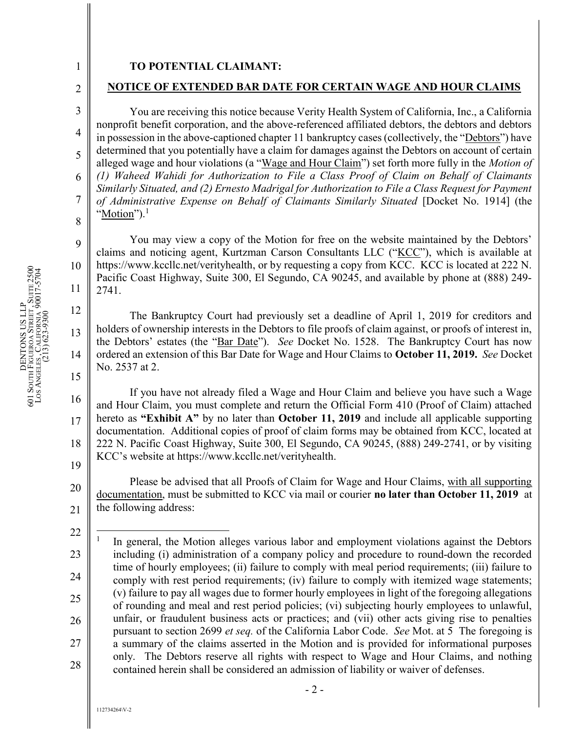**TO POTENTIAL CLAIMANT:**

## NOTICE OF EXTENDED BAR DATE FOR CERTAIN WAGE AND HOUR CLAIMS

You are receiving this notice because Verity Health System of California, Inc., a California nonprofit benefit corporation, and the above-referenced affiliated debtors, the debtors and debtors in possession in the above-captioned chapter 11 bankruptcy cases (collectively, the "Debtors") have determined that you potentially have a claim for damages against the Debtors on account of certain alleged wage and hour violations (a "Wage and Hour Claim") set forth more fully in the *Motion of (1) Waheed Wahidi for Authorization to File a Class Proof of Claim on Behalf of Claimants Similarly Situated, and (2) Ernesto Madrigal for Authorization to File a Class Request for Payment of Administrative Expense on Behalf of Claimants Similarly Situated* [Docket No. 1914] (the "Motion").[1]

You may view a copy of the Motion for free on the website maintained by the Debtors' claims and noticing agent, Kurtzman Carson Consultants LLC ("KCC"), which is available at https://www.kccllc.net/verityhealth, or by requesting a copy from KCC. KCC is located at 222 N. Pacific Coast Highway, Suite 300, El Segundo, CA 90245, and available by phone at (888) 249-2741.

The Bankruptcy Court had previously set a deadline of April 1, 2019 for creditors and holders of ownership interests in the Debtors to file proofs of claim against, or proofs of interest in, the Debtors' estates (the "Bar Date"). *See* Docket No. 1528. The Bankruptcy Court has now ordered an extension of this Bar Date for Wage and Hour Claims to **October 11, 2019.** *See* Docket No. 2537 at 2.

If you have not already filed a Wage and Hour Claim and believe you have such a Wage and Hour Claim, you must complete and return the Official Form 410 (Proof of Claim) attached hereto as **"Exhibit A"** by no later than **October 11, 2019** and include all applicable supporting documentation. Additional copies of proof of claim forms may be obtained from KCC, located at 222 N. Pacific Coast Highway, Suite 300, El Segundo, CA 90245, (888) 249-2741, or by visiting KCC's website at https://www.kccllc.net/verityhealth.

Please be advised that all Proofs of Claim for Wage and Hour Claims, with all supporting documentation, must be submitted to KCC via mail or courier **no later than October 11, 2019** at the following address:

---

[1] In general, the Motion alleges various labor and employment violations against the Debtors including (i) administration of a company policy and procedure to round-down the recorded time of hourly employees; (ii) failure to comply with meal period requirements; (iii) failure to comply with rest period requirements; (iv) failure to comply with itemized wage statements; (v) failure to pay all wages due to former hourly employees in light of the foregoing allegations of rounding and meal and rest period policies; (vi) subjecting hourly employees to unlawful, unfair, or fraudulent business acts or practices; and (vii) other acts giving rise to penalties pursuant to section 2699 *et seq.* of the California Labor Code. *See* Mot. at 5 The foregoing is a summary of the claims asserted in the Motion and is provided for informational purposes only. The Debtors reserve all rights with respect to Wage and Hour Claims, and nothing contained herein shall be considered an admission of liability or waiver of defenses.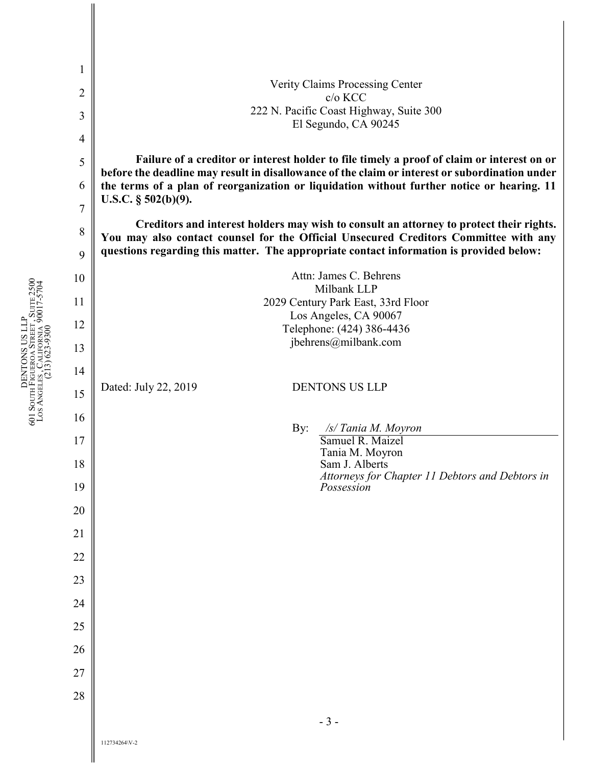Verity Claims Processing Center
c/o KCC
222 N. Pacific Coast Highway, Suite 300
El Segundo, CA 90245

**Failure of a creditor or interest holder to file timely a proof of claim or interest on or before the deadline may result in disallowance of the claim or interest or subordination under the terms of a plan of reorganization or liquidation without further notice or hearing. 11 U.S.C. § 502(b)(9).**

**Creditors and interest holders may wish to consult an attorney to protect their rights. You may also contact counsel for the Official Unsecured Creditors Committee with any questions regarding this matter. The appropriate contact information is provided below:**

Attn: James C. Behrens
Milbank LLP
2029 Century Park East, 33rd Floor
Los Angeles, CA 90067
Telephone: (424) 386-4436
jbehrens@milbank.com

Dated: July 22, 2019

DENTONS US LLP

By: */s/ Tania M. Moyron*
Samuel R. Maizel
Tania M. Moyron
Sam J. Alberts
*Attorneys for Chapter 11 Debtors and Debtors in Possession*